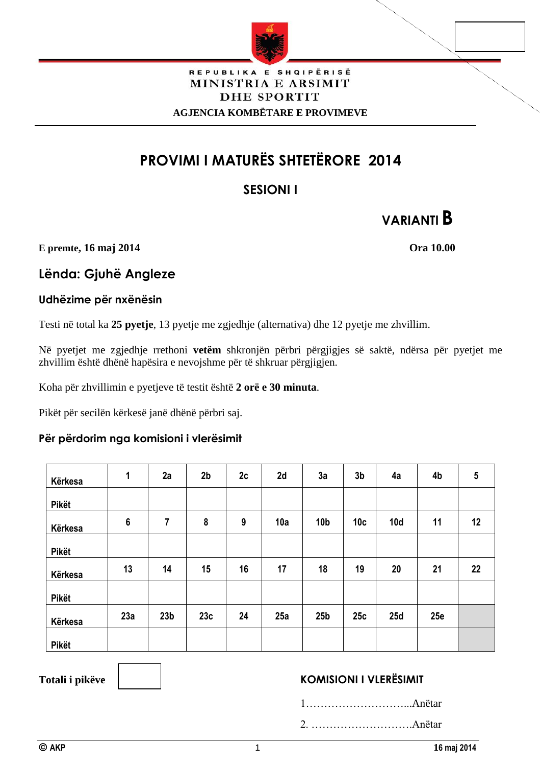REPUBLIKA E SHQIPËRISË
MINISTRIA E ARSIMIT
DHE SPORTIT
AGJENCIA KOMBËTARE E PROVIMEVE

# PROVIMI I MATURËS SHTETËRORE 2014

## SESIONI I

**VARIANTI B**

**E premte, 16 maj 2014** **Ora 10.00**

## Lënda: Gjuhë Angleze

### Udhëzime për nxënësin

Testi në total ka **25 pyetje**, 13 pyetje me zgjedhje (alternativa) dhe 12 pyetje me zhvillim.

Në pyetjet me zgjedhje rrethoni **vetëm** shkronjën përbri përgjigjes së saktë, ndërsa për pyetjet me zhvillim është dhënë hapësira e nevojshme për të shkruar përgjigjen.

Koha për zhvillimin e pyetjeve të testit është **2 orë e 30 minuta**.

Pikët për secilën kërkesë janë dhënë përbri saj.

### Për përdorim nga komisioni i vlerësimit

| Kërkesa | 1 | 2a | 2b | 2c | 2d | 3a | 3b | 4a | 4b | 5 |
|---|---|---|---|---|---|---|---|---|---|---|
| Pikët | | | | | | | | | | |
| Kërkesa | 6 | 7 | 8 | 9 | 10a | 10b | 10c | 10d | 11 | 12 |
| Pikët | | | | | | | | | | |
| Kërkesa | 13 | 14 | 15 | 16 | 17 | 18 | 19 | 20 | 21 | 22 |
| Pikët | | | | | | | | | | |
| Kërkesa | 23a | 23b | 23c | 24 | 25a | 25b | 25c | 25d | 25e | |
| Pikët | | | | | | | | | | |

**Totali i pikëve**

**KOMISIONI I VLERËSIMIT**

1………………………...Anëtar

2. ……………………….Anëtar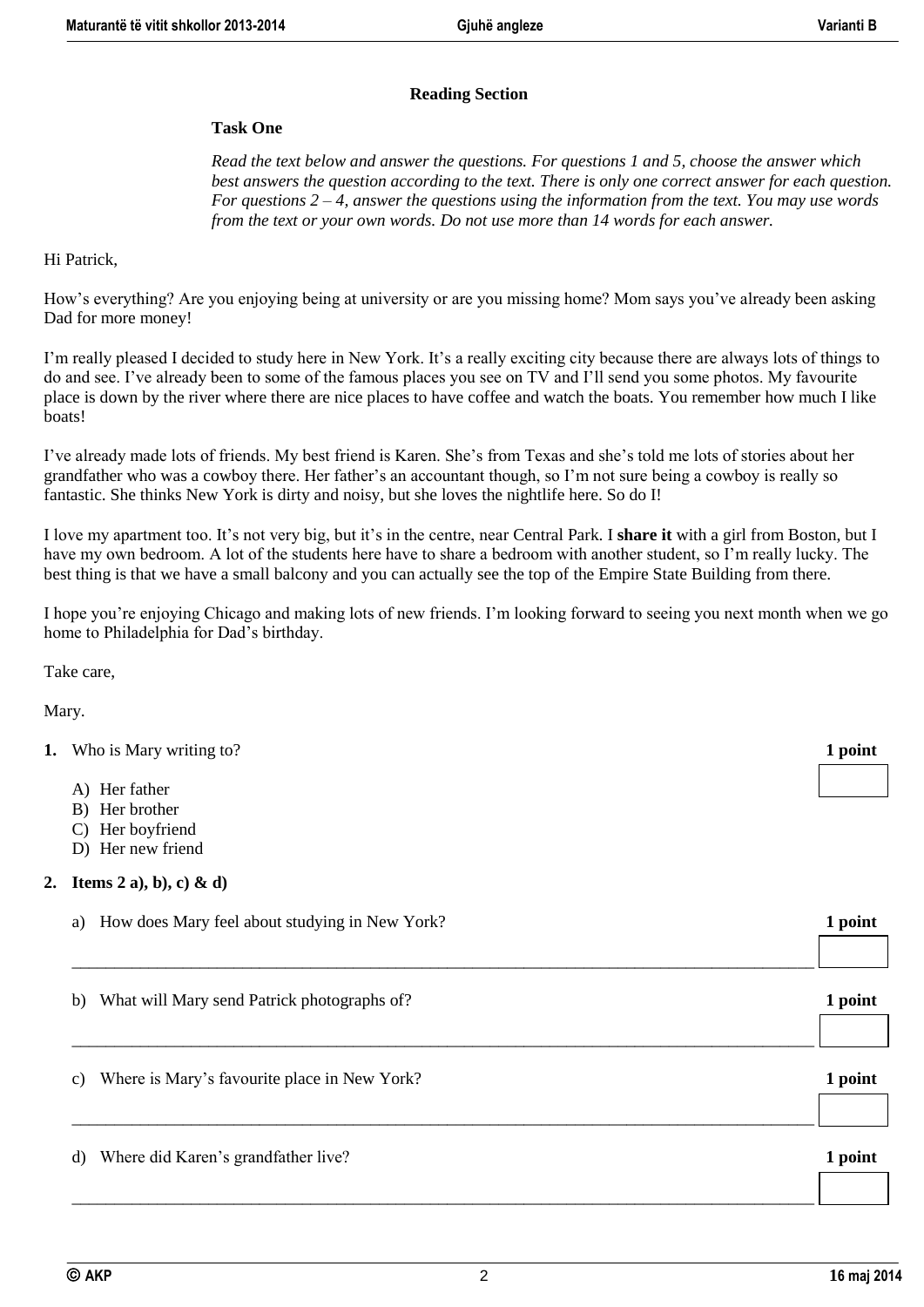## Reading Section

### Task One

*Read the text below and answer the questions. For questions 1 and 5, choose the answer which best answers the question according to the text. There is only one correct answer for each question. For questions 2 – 4, answer the questions using the information from the text. You may use words from the text or your own words. Do not use more than 14 words for each answer.*

Hi Patrick,

How's everything? Are you enjoying being at university or are you missing home? Mom says you've already been asking Dad for more money!

I'm really pleased I decided to study here in New York. It's a really exciting city because there are always lots of things to do and see. I've already been to some of the famous places you see on TV and I'll send you some photos. My favourite place is down by the river where there are nice places to have coffee and watch the boats. You remember how much I like boats!

I've already made lots of friends. My best friend is Karen. She's from Texas and she's told me lots of stories about her grandfather who was a cowboy there. Her father's an accountant though, so I'm not sure being a cowboy is really so fantastic. She thinks New York is dirty and noisy, but she loves the nightlife here. So do I!

I love my apartment too. It's not very big, but it's in the centre, near Central Park. I **share it** with a girl from Boston, but I have my own bedroom. A lot of the students here have to share a bedroom with another student, so I'm really lucky. The best thing is that we have a small balcony and you can actually see the top of the Empire State Building from there.

I hope you're enjoying Chicago and making lots of new friends. I'm looking forward to seeing you next month when we go home to Philadelphia for Dad's birthday.

Take care,

Mary.

**1.** Who is Mary writing to? **1 point**

A) Her father
B) Her brother
C) Her boyfriend
D) Her new friend

**2. Items 2 a), b), c) & d)**

a) How does Mary feel about studying in New York? **1 point**

______________________________________________________________________

b) What will Mary send Patrick photographs of? **1 point**

______________________________________________________________________

c) Where is Mary's favourite place in New York? **1 point**

______________________________________________________________________

d) Where did Karen's grandfather live? **1 point**

______________________________________________________________________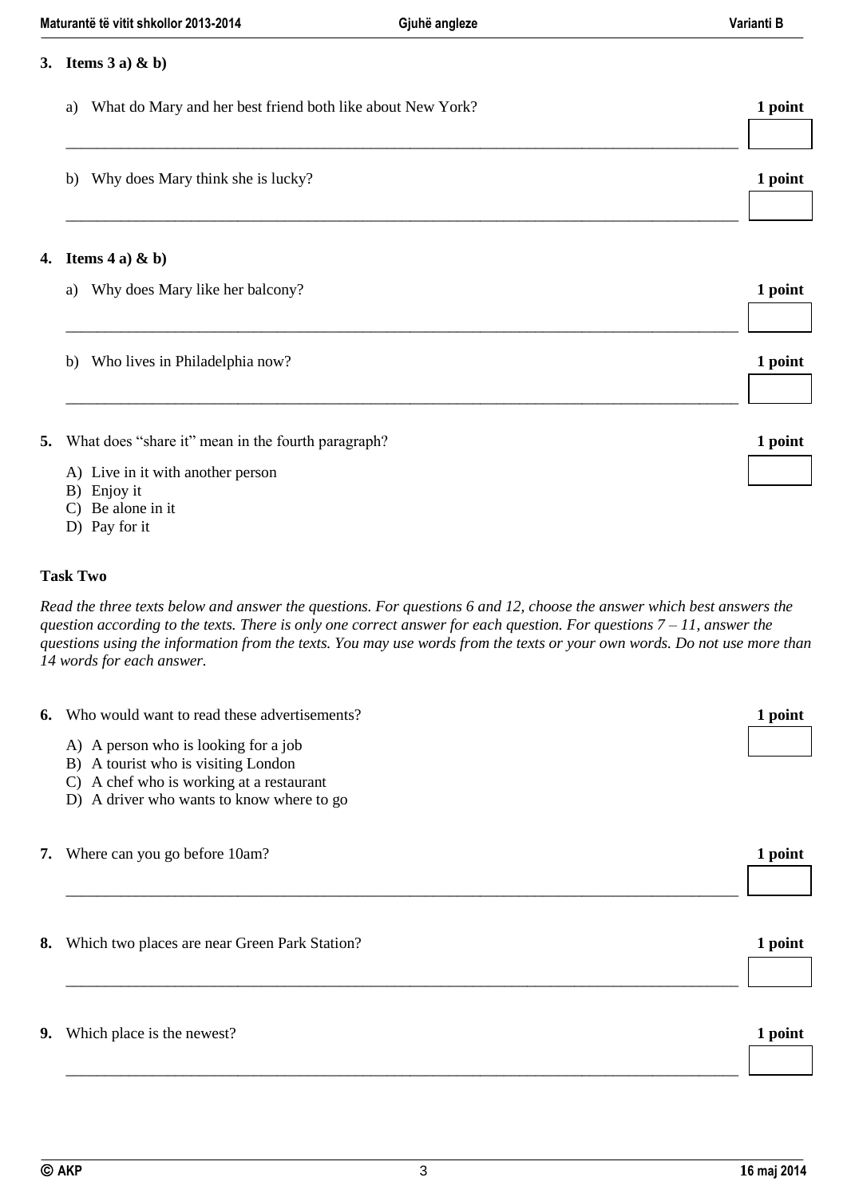**3. Items 3 a) & b)**

a) What do Mary and her best friend both like about New York? **1 point**

_______________________________________________________________________________

b) Why does Mary think she is lucky? **1 point**

_______________________________________________________________________________

**4. Items 4 a) & b)**

a) Why does Mary like her balcony? **1 point**

_______________________________________________________________________________

b) Who lives in Philadelphia now? **1 point**

_______________________________________________________________________________

**5.** What does "share it" mean in the fourth paragraph? **1 point**

A) Live in it with another person
B) Enjoy it
C) Be alone in it
D) Pay for it

**Task Two**

*Read the three texts below and answer the questions. For questions 6 and 12, choose the answer which best answers the question according to the texts. There is only one correct answer for each question. For questions 7 – 11, answer the questions using the information from the texts. You may use words from the texts or your own words. Do not use more than 14 words for each answer.*

**6.** Who would want to read these advertisements? **1 point**

A) A person who is looking for a job
B) A tourist who is visiting London
C) A chef who is working at a restaurant
D) A driver who wants to know where to go

**7.** Where can you go before 10am? **1 point**

_______________________________________________________________________________

**8.** Which two places are near Green Park Station? **1 point**

_______________________________________________________________________________

**9.** Which place is the newest? **1 point**

_______________________________________________________________________________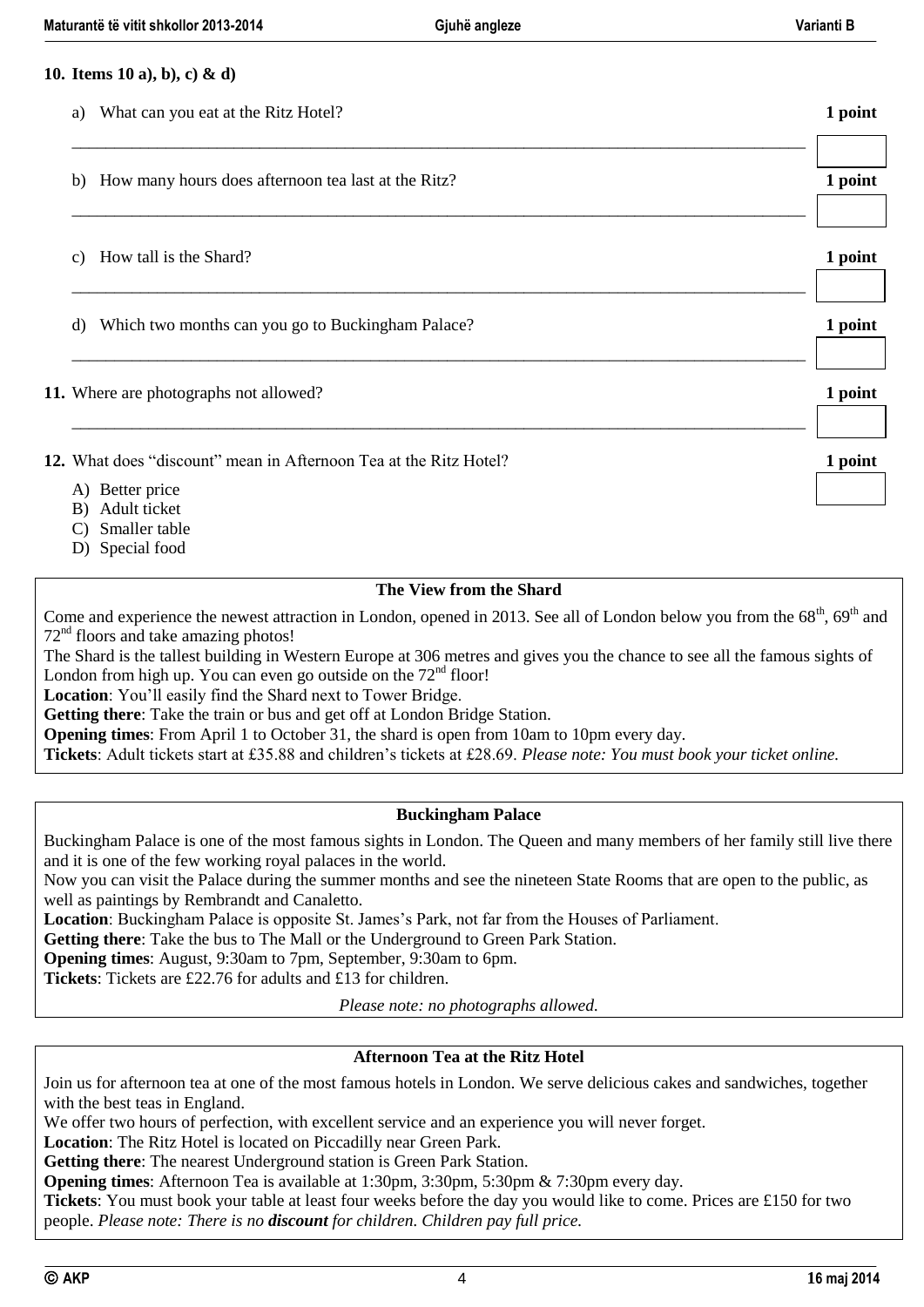**10. Items 10 a), b), c) & d)**

a) What can you eat at the Ritz Hotel? **1 point**

_______________________________________________________________________________

b) How many hours does afternoon tea last at the Ritz? **1 point**

_______________________________________________________________________________

c) How tall is the Shard? **1 point**

_______________________________________________________________________________

d) Which two months can you go to Buckingham Palace? **1 point**

_______________________________________________________________________________

**11.** Where are photographs not allowed? **1 point**

_______________________________________________________________________________

**12.** What does "discount" mean in Afternoon Tea at the Ritz Hotel? **1 point**

A) Better price
B) Adult ticket
C) Smaller table
D) Special food

---

**The View from the Shard**

Come and experience the newest attraction in London, opened in 2013. See all of London below you from the 68th, 69th and 72nd floors and take amazing photos!

The Shard is the tallest building in Western Europe at 306 metres and gives you the chance to see all the famous sights of London from high up. You can even go outside on the 72nd floor!

**Location**: You'll easily find the Shard next to Tower Bridge.

**Getting there**: Take the train or bus and get off at London Bridge Station.

**Opening times**: From April 1 to October 31, the shard is open from 10am to 10pm every day.

**Tickets**: Adult tickets start at £35.88 and children's tickets at £28.69. *Please note: You must book your ticket online.*

---

**Buckingham Palace**

Buckingham Palace is one of the most famous sights in London. The Queen and many members of her family still live there and it is one of the few working royal palaces in the world.

Now you can visit the Palace during the summer months and see the nineteen State Rooms that are open to the public, as well as paintings by Rembrandt and Canaletto.

**Location**: Buckingham Palace is opposite St. James's Park, not far from the Houses of Parliament.

**Getting there**: Take the bus to The Mall or the Underground to Green Park Station.

**Opening times**: August, 9:30am to 7pm, September, 9:30am to 6pm.

**Tickets**: Tickets are £22.76 for adults and £13 for children.

*Please note: no photographs allowed.*

---

**Afternoon Tea at the Ritz Hotel**

Join us for afternoon tea at one of the most famous hotels in London. We serve delicious cakes and sandwiches, together with the best teas in England.

We offer two hours of perfection, with excellent service and an experience you will never forget.

**Location**: The Ritz Hotel is located on Piccadilly near Green Park.

**Getting there**: The nearest Underground station is Green Park Station.

**Opening times**: Afternoon Tea is available at 1:30pm, 3:30pm, 5:30pm & 7:30pm every day.

**Tickets**: You must book your table at least four weeks before the day you would like to come. Prices are £150 for two people. *Please note: There is no **discount** for children. Children pay full price.*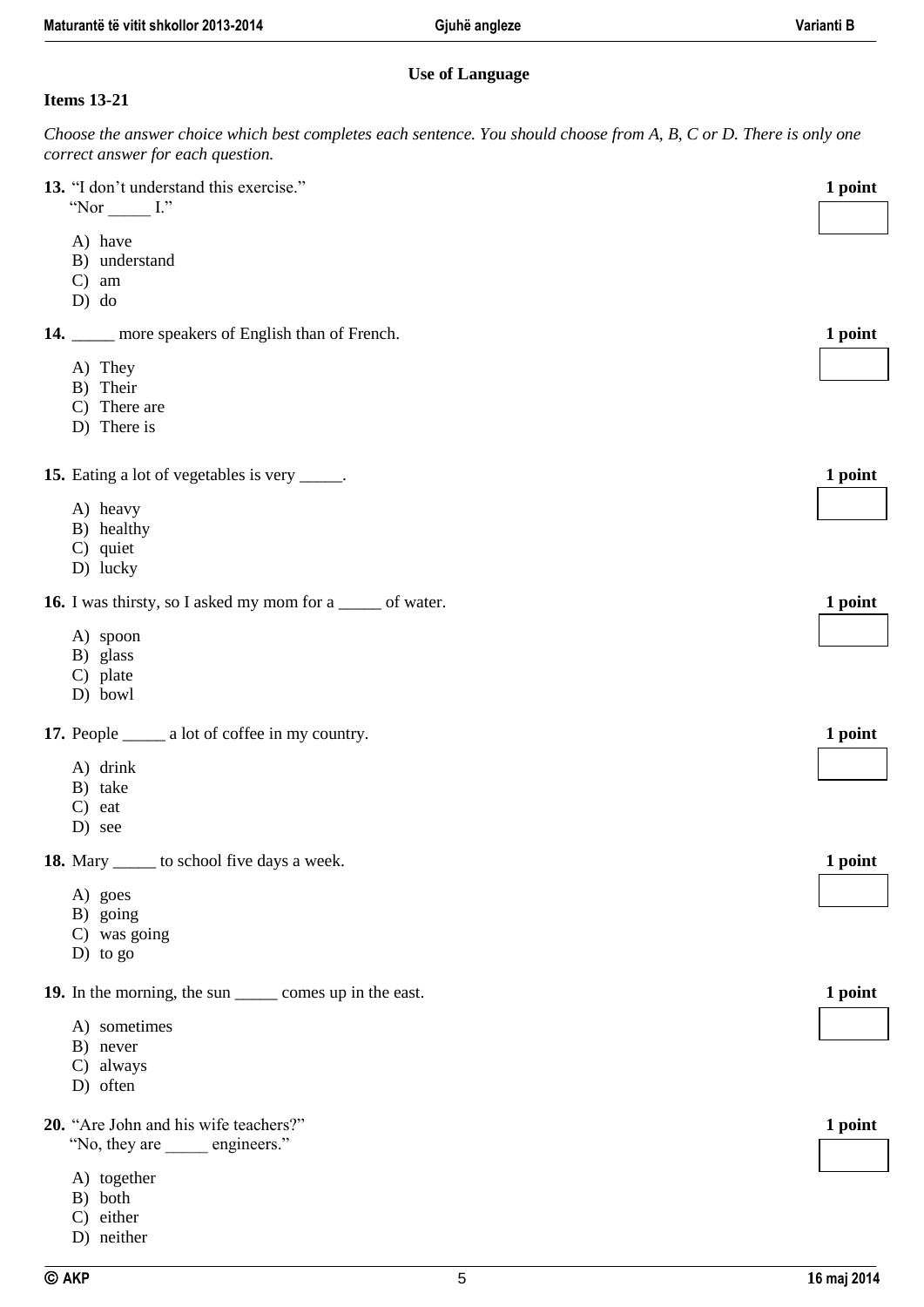## Use of Language

**Items 13-21**

*Choose the answer choice which best completes each sentence. You should choose from A, B, C or D. There is only one correct answer for each question.*

**13.** "I don't understand this exercise."
"Nor _____ I." **1 point**

A) have
B) understand
C) am
D) do

**14.** _____ more speakers of English than of French. **1 point**

A) They
B) Their
C) There are
D) There is

**15.** Eating a lot of vegetables is very _____. **1 point**

A) heavy
B) healthy
C) quiet
D) lucky

**16.** I was thirsty, so I asked my mom for a _____ of water. **1 point**

A) spoon
B) glass
C) plate
D) bowl

**17.** People _____ a lot of coffee in my country. **1 point**

A) drink
B) take
C) eat
D) see

**18.** Mary _____ to school five days a week. **1 point**

A) goes
B) going
C) was going
D) to go

**19.** In the morning, the sun _____ comes up in the east. **1 point**

A) sometimes
B) never
C) always
D) often

**20.** "Are John and his wife teachers?"
"No, they are _____ engineers." **1 point**

A) together
B) both
C) either
D) neither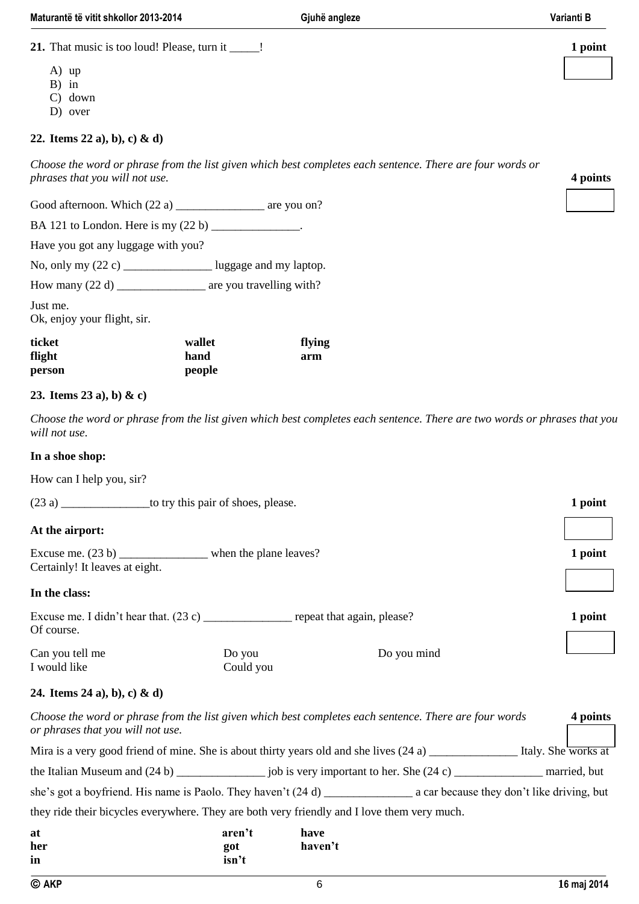**21.** That music is too loud! Please, turn it _____! **1 point**

A) up
B) in
C) down
D) over

**22. Items 22 a), b), c) & d)**

*Choose the word or phrase from the list given which best completes each sentence. There are four words or phrases that you will not use.* **4 points**

Good afternoon. Which (22 a) _______________ are you on?

BA 121 to London. Here is my (22 b) _______________.

Have you got any luggage with you?

No, only my (22 c) _______________ luggage and my laptop.

How many (22 d) _______________ are you travelling with?

Just me.
Ok, enjoy your flight, sir.

| | | |
|---|---|---|
| **ticket** | **wallet** | **flying** |
| **flight** | **hand** | **arm** |
| **person** | **people** | |

**23. Items 23 a), b) & c)**

*Choose the word or phrase from the list given which best completes each sentence. There are two words or phrases that you will not use.*

**In a shoe shop:**

How can I help you, sir?

(23 a) _______________to try this pair of shoes, please. **1 point**

**At the airport:**

Excuse me. (23 b) _______________ when the plane leaves? **1 point**
Certainly! It leaves at eight.

**In the class:**

Excuse me. I didn't hear that. (23 c) _______________ repeat that again, please? **1 point**
Of course.

| | | |
|---|---|---|
| Can you tell me | Do you | Do you mind |
| I would like | Could you | |

**24. Items 24 a), b), c) & d)**

*Choose the word or phrase from the list given which best completes each sentence. There are four words or phrases that you will not use.* **4 points**

Mira is a very good friend of mine. She is about thirty years old and she lives (24 a) _______________ Italy. She works at the Italian Museum and (24 b) _______________ job is very important to her. She (24 c) _______________ married, but she's got a boyfriend. His name is Paolo. They haven't (24 d) _______________ a car because they don't like driving, but they ride their bicycles everywhere. They are both very friendly and I love them very much.

| | | |
|---|---|---|
| **at** | **aren't** | **have** |
| **her** | **got** | **haven't** |
| **in** | **isn't** | |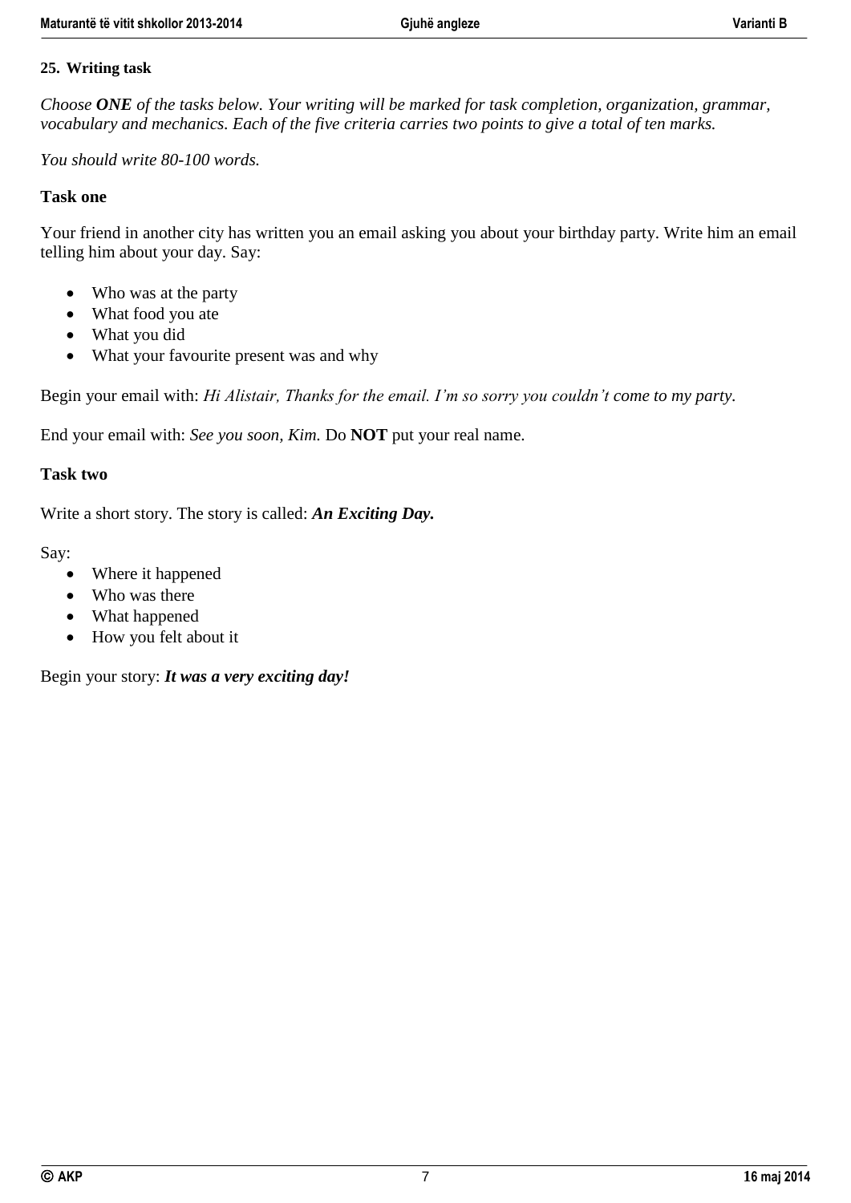**25. Writing task**

*Choose **ONE** of the tasks below. Your writing will be marked for task completion, organization, grammar, vocabulary and mechanics. Each of the five criteria carries two points to give a total of ten marks.*

*You should write 80-100 words.*

**Task one**

Your friend in another city has written you an email asking you about your birthday party. Write him an email telling him about your day. Say:

- Who was at the party
- What food you ate
- What you did
- What your favourite present was and why

Begin your email with: *Hi Alistair, Thanks for the email. I'm so sorry you couldn't come to my party.*

End your email with: *See you soon, Kim.* Do **NOT** put your real name.

**Task two**

Write a short story. The story is called: ***An Exciting Day.***

Say:

- Where it happened
- Who was there
- What happened
- How you felt about it

Begin your story: ***It was a very exciting day!***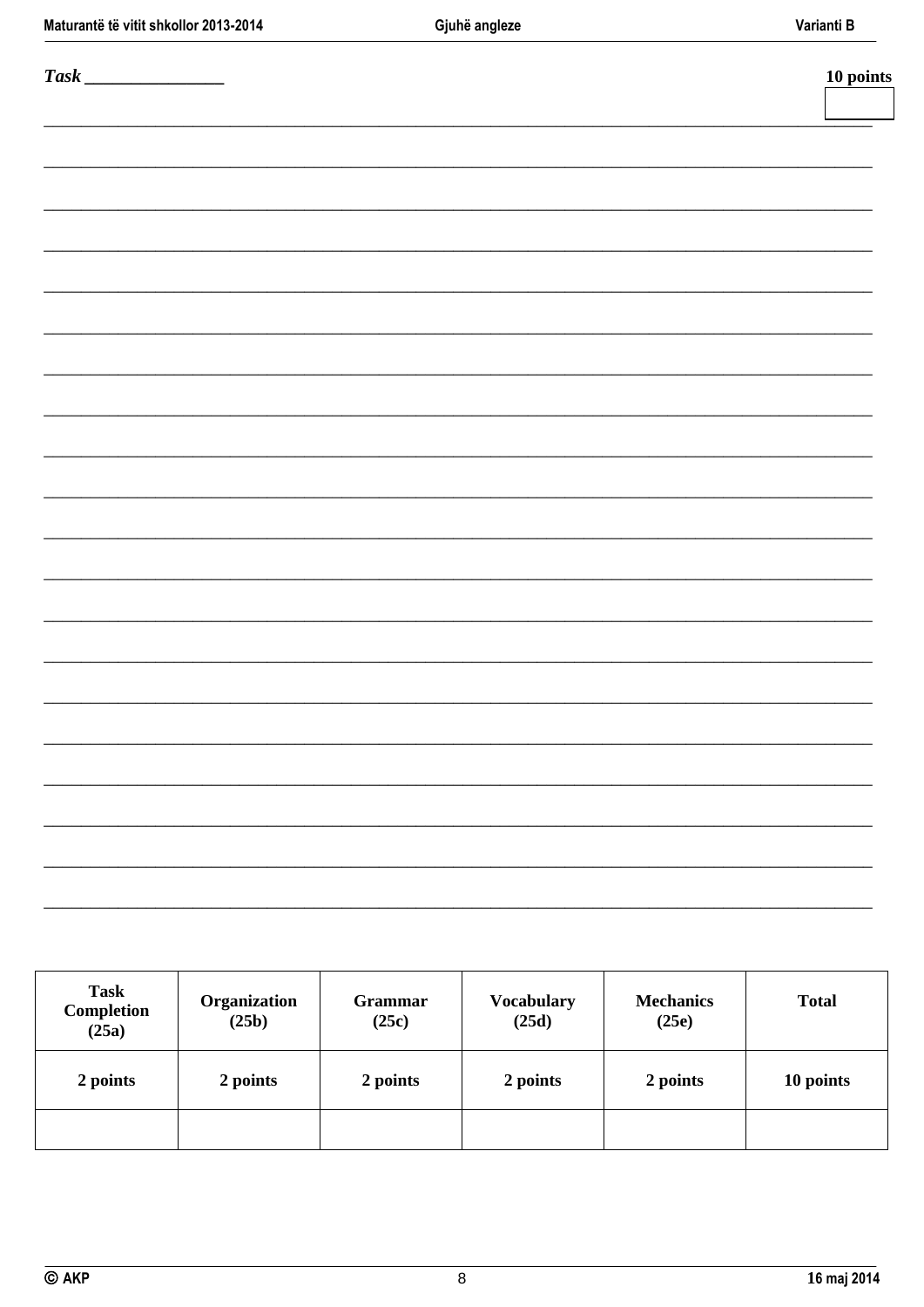*Task* _______________ **10 points**

______________________________________________________________________________

______________________________________________________________________________

______________________________________________________________________________

______________________________________________________________________________

______________________________________________________________________________

______________________________________________________________________________

______________________________________________________________________________

______________________________________________________________________________

______________________________________________________________________________

______________________________________________________________________________

______________________________________________________________________________

______________________________________________________________________________

______________________________________________________________________________

______________________________________________________________________________

______________________________________________________________________________

______________________________________________________________________________

______________________________________________________________________________

______________________________________________________________________________

______________________________________________________________________________

______________________________________________________________________________

| Task Completion (25a) | Organization (25b) | Grammar (25c) | Vocabulary (25d) | Mechanics (25e) | Total |
|---|---|---|---|---|---|
| 2 points | 2 points | 2 points | 2 points | 2 points | 10 points |
| | | | | | |